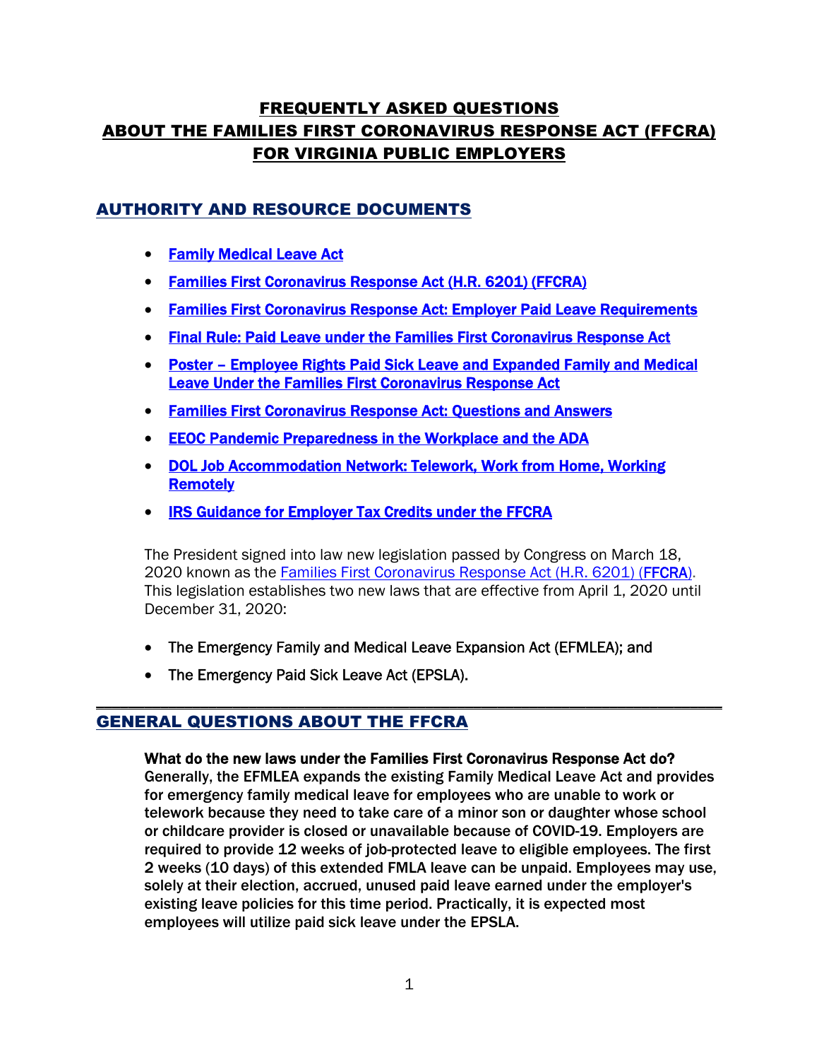# FREQUENTLY ASKED QUESTIONS ABOUT THE FAMILIES FIRST CORONAVIRUS RESPONSE ACT (FFCRA) FOR VIRGINIA PUBLIC EMPLOYERS

## AUTHORITY AND RESOURCE DOCUMENTS

- **Family Medical Leave Act**
- **Families First Coronavirus Response Act (H.R. 6201) (FFCRA)**
- **Families First Coronavirus Response Act: Employer Paid Leave Requirements**
- **Final Rule: Paid Leave under the Families First Coronavirus Response Act**
- **Poster – Employee Rights Paid Sick Leave and Expanded Family and Medical Leave Under the Families First Coronavirus Response Act**
- **Families First Coronavirus Response Act: Questions and Answers**
- **EEOC Pandemic Preparedness in the Workplace and the ADA**
- **DOL Job Accommodation Network: Telework, Work from Home, Working Remotely**
- **IRS Guidance for Employer Tax Credits under the FFCRA**

The President signed into law new legislation passed by Congress on March 18, 2020 known as the Families First Coronavirus Response Act (H.R. 6201) (FFCRA). This legislation establishes two new laws that are effective from April 1, 2020 until December 31, 2020:

- The Emergency Family and Medical Leave Expansion Act (EFMLEA); and
- The Emergency Paid Sick Leave Act (EPSLA).

---

## GENERAL QUESTIONS ABOUT THE FFCRA

**What do the new laws under the Families First Coronavirus Response Act do?**
**Generally, the EFMLEA expands the existing Family Medical Leave Act and provides for emergency family medical leave for employees who are unable to work or telework because they need to take care of a minor son or daughter whose school or childcare provider is closed or unavailable because of COVID-19. Employers are required to provide 12 weeks of job-protected leave to eligible employees. The first 2 weeks (10 days) of this extended FMLA leave can be unpaid. Employees may use, solely at their election, accrued, unused paid leave earned under the employer's existing leave policies for this time period. Practically, it is expected most employees will utilize paid sick leave under the EPSLA.**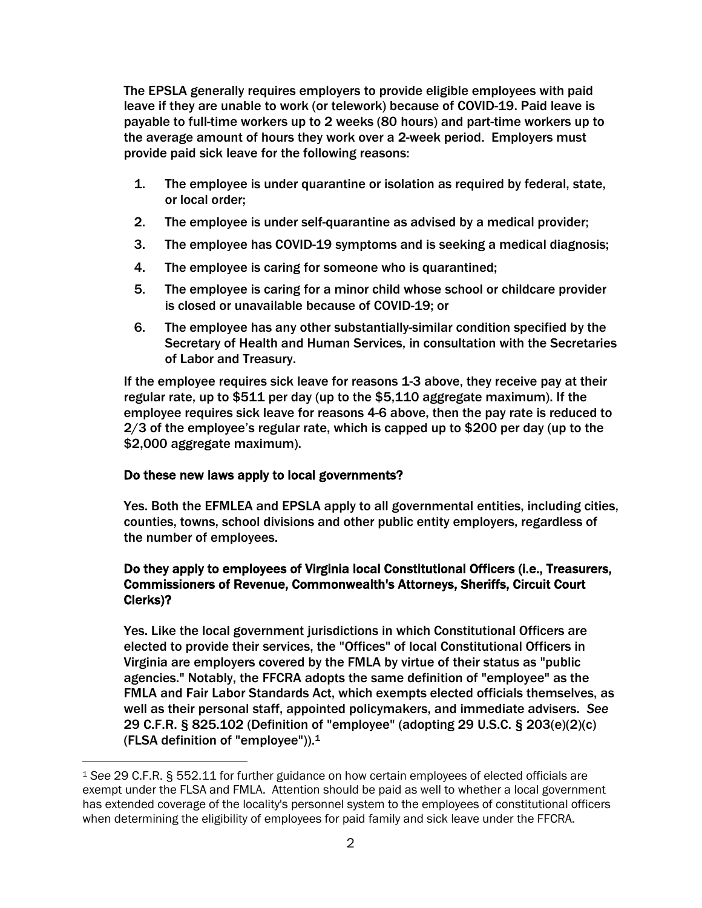The EPSLA generally requires employers to provide eligible employees with paid leave if they are unable to work (or telework) because of COVID-19. Paid leave is payable to full-time workers up to 2 weeks (80 hours) and part-time workers up to the average amount of hours they work over a 2-week period. Employers must provide paid sick leave for the following reasons:

1. The employee is under quarantine or isolation as required by federal, state, or local order;
2. The employee is under self-quarantine as advised by a medical provider;
3. The employee has COVID-19 symptoms and is seeking a medical diagnosis;
4. The employee is caring for someone who is quarantined;
5. The employee is caring for a minor child whose school or childcare provider is closed or unavailable because of COVID-19; or
6. The employee has any other substantially-similar condition specified by the Secretary of Health and Human Services, in consultation with the Secretaries of Labor and Treasury.

If the employee requires sick leave for reasons 1-3 above, they receive pay at their regular rate, up to $511 per day (up to the $5,110 aggregate maximum). If the employee requires sick leave for reasons 4-6 above, then the pay rate is reduced to 2/3 of the employee's regular rate, which is capped up to $200 per day (up to the $2,000 aggregate maximum).

### Do these new laws apply to local governments?

Yes. Both the EFMLEA and EPSLA apply to all governmental entities, including cities, counties, towns, school divisions and other public entity employers, regardless of the number of employees.

### Do they apply to employees of Virginia local Constitutional Officers (i.e., Treasurers, Commissioners of Revenue, Commonwealth's Attorneys, Sheriffs, Circuit Court Clerks)?

Yes. Like the local government jurisdictions in which Constitutional Officers are elected to provide their services, the "Offices" of local Constitutional Officers in Virginia are employers covered by the FMLA by virtue of their status as "public agencies." Notably, the FFCRA adopts the same definition of "employee" as the FMLA and Fair Labor Standards Act, which exempts elected officials themselves, as well as their personal staff, appointed policymakers, and immediate advisers. *See* 29 C.F.R. § 825.102 (Definition of "employee" (adopting 29 U.S.C. § 203(e)(2)(c) (FLSA definition of "employee")).[1]

---

[1] *See* 29 C.F.R. § 552.11 for further guidance on how certain employees of elected officials are exempt under the FLSA and FMLA. Attention should be paid as well to whether a local government has extended coverage of the locality's personnel system to the employees of constitutional officers when determining the eligibility of employees for paid family and sick leave under the FFCRA.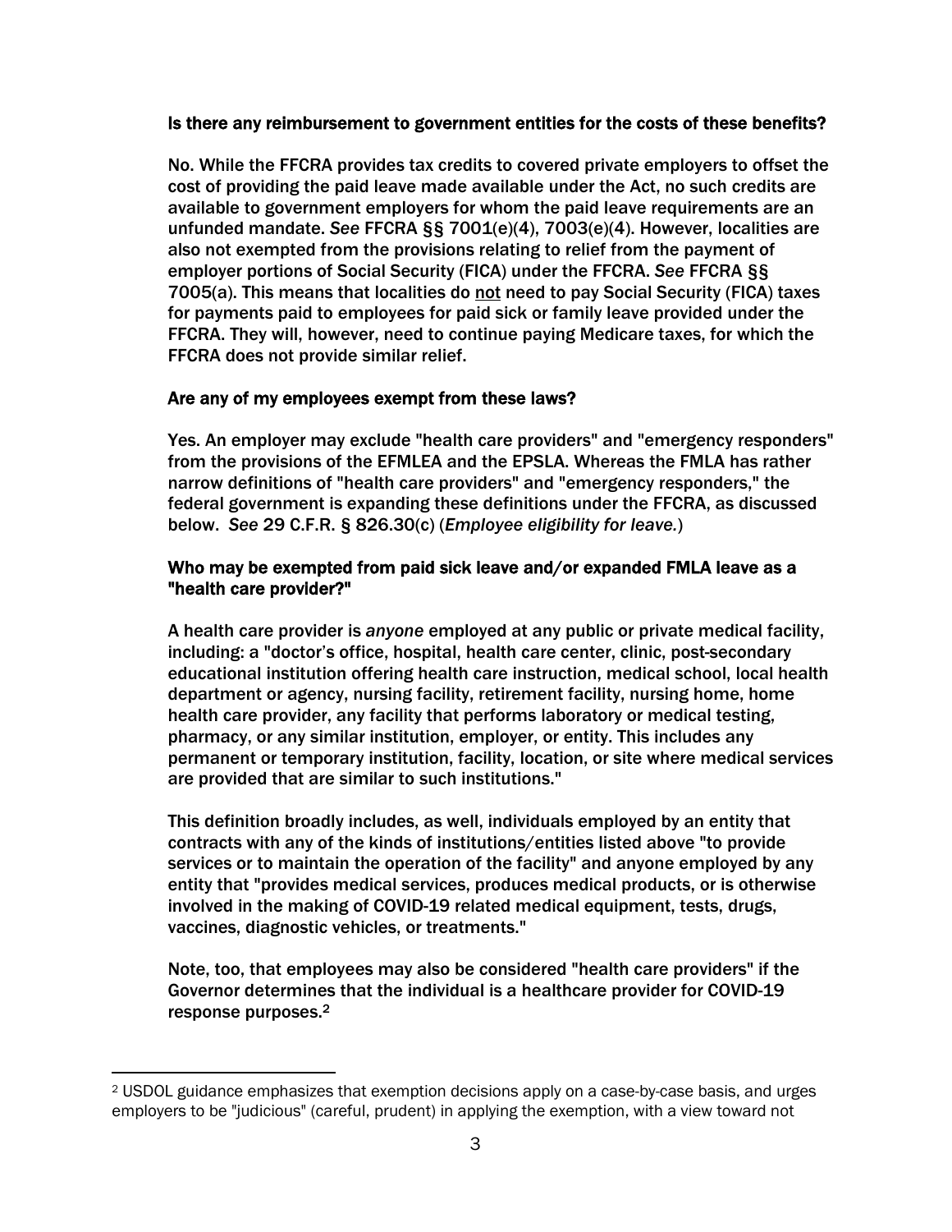### Is there any reimbursement to government entities for the costs of these benefits?

No. While the FFCRA provides tax credits to covered private employers to offset the cost of providing the paid leave made available under the Act, no such credits are available to government employers for whom the paid leave requirements are an unfunded mandate. *See* FFCRA §§ 7001(e)(4), 7003(e)(4). However, localities are also not exempted from the provisions relating to relief from the payment of employer portions of Social Security (FICA) under the FFCRA. *See* FFCRA §§ 7005(a). This means that localities do not need to pay Social Security (FICA) taxes for payments paid to employees for paid sick or family leave provided under the FFCRA. They will, however, need to continue paying Medicare taxes, for which the FFCRA does not provide similar relief.

### Are any of my employees exempt from these laws?

Yes. An employer may exclude "health care providers" and "emergency responders" from the provisions of the EFMLEA and the EPSLA. Whereas the FMLA has rather narrow definitions of "health care providers" and "emergency responders," the federal government is expanding these definitions under the FFCRA, as discussed below. *See* 29 C.F.R. § 826.30(c) (*Employee eligibility for leave.*)

### Who may be exempted from paid sick leave and/or expanded FMLA leave as a "health care provider?"

A health care provider is *anyone* employed at any public or private medical facility, including: a "doctor's office, hospital, health care center, clinic, post-secondary educational institution offering health care instruction, medical school, local health department or agency, nursing facility, retirement facility, nursing home, home health care provider, any facility that performs laboratory or medical testing, pharmacy, or any similar institution, employer, or entity. This includes any permanent or temporary institution, facility, location, or site where medical services are provided that are similar to such institutions."

This definition broadly includes, as well, individuals employed by an entity that contracts with any of the kinds of institutions/entities listed above "to provide services or to maintain the operation of the facility" and anyone employed by any entity that "provides medical services, produces medical products, or is otherwise involved in the making of COVID-19 related medical equipment, tests, drugs, vaccines, diagnostic vehicles, or treatments."

Note, too, that employees may also be considered "health care providers" if the Governor determines that the individual is a healthcare provider for COVID-19 response purposes.[2]

---

[2] USDOL guidance emphasizes that exemption decisions apply on a case-by-case basis, and urges employers to be "judicious" (careful, prudent) in applying the exemption, with a view toward not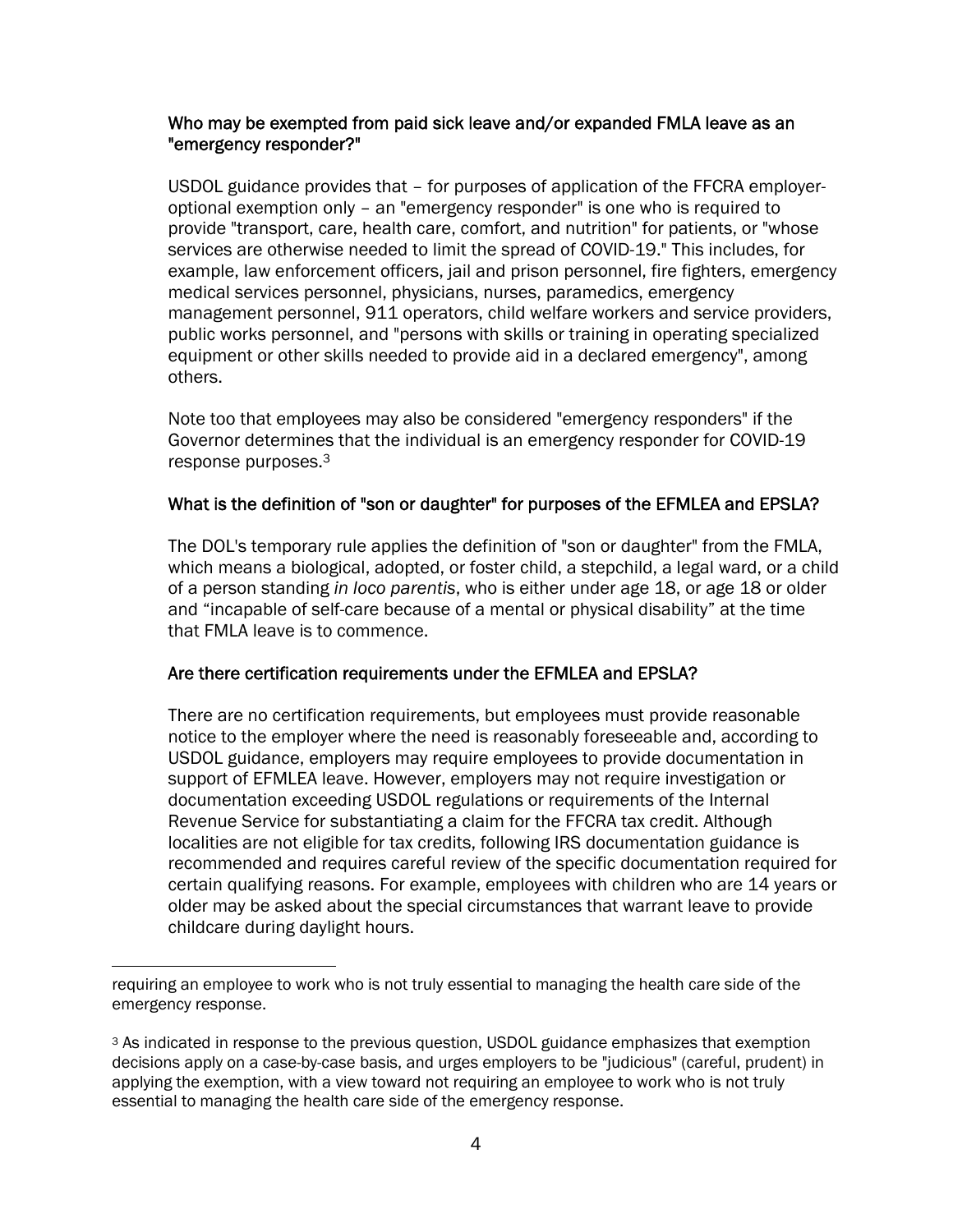### Who may be exempted from paid sick leave and/or expanded FMLA leave as an "emergency responder?"

USDOL guidance provides that – for purposes of application of the FFCRA employer-optional exemption only – an "emergency responder" is one who is required to provide "transport, care, health care, comfort, and nutrition" for patients, or "whose services are otherwise needed to limit the spread of COVID-19." This includes, for example, law enforcement officers, jail and prison personnel, fire fighters, emergency medical services personnel, physicians, nurses, paramedics, emergency management personnel, 911 operators, child welfare workers and service providers, public works personnel, and "persons with skills or training in operating specialized equipment or other skills needed to provide aid in a declared emergency", among others.

Note too that employees may also be considered "emergency responders" if the Governor determines that the individual is an emergency responder for COVID-19 response purposes.[3]

### What is the definition of "son or daughter" for purposes of the EFMLEA and EPSLA?

The DOL's temporary rule applies the definition of "son or daughter" from the FMLA, which means a biological, adopted, or foster child, a stepchild, a legal ward, or a child of a person standing *in loco parentis*, who is either under age 18, or age 18 or older and "incapable of self-care because of a mental or physical disability" at the time that FMLA leave is to commence.

### Are there certification requirements under the EFMLEA and EPSLA?

There are no certification requirements, but employees must provide reasonable notice to the employer where the need is reasonably foreseeable and, according to USDOL guidance, employers may require employees to provide documentation in support of EFMLEA leave. However, employers may not require investigation or documentation exceeding USDOL regulations or requirements of the Internal Revenue Service for substantiating a claim for the FFCRA tax credit. Although localities are not eligible for tax credits, following IRS documentation guidance is recommended and requires careful review of the specific documentation required for certain qualifying reasons. For example, employees with children who are 14 years or older may be asked about the special circumstances that warrant leave to provide childcare during daylight hours.

---

requiring an employee to work who is not truly essential to managing the health care side of the emergency response.

[3] As indicated in response to the previous question, USDOL guidance emphasizes that exemption decisions apply on a case-by-case basis, and urges employers to be "judicious" (careful, prudent) in applying the exemption, with a view toward not requiring an employee to work who is not truly essential to managing the health care side of the emergency response.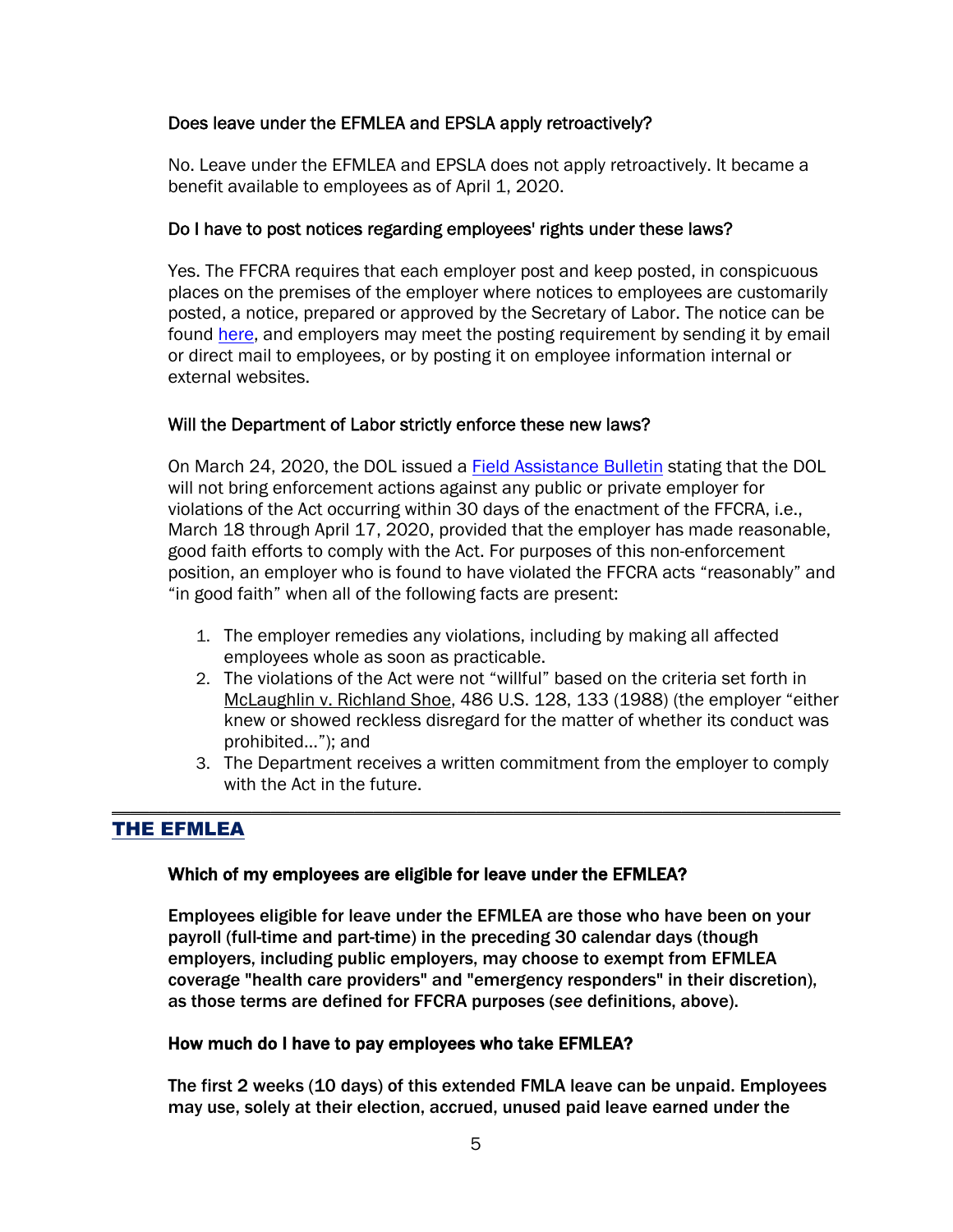### Does leave under the EFMLEA and EPSLA apply retroactively?

No. Leave under the EFMLEA and EPSLA does not apply retroactively. It became a benefit available to employees as of April 1, 2020.

### Do I have to post notices regarding employees' rights under these laws?

Yes. The FFCRA requires that each employer post and keep posted, in conspicuous places on the premises of the employer where notices to employees are customarily posted, a notice, prepared or approved by the Secretary of Labor. The notice can be found here, and employers may meet the posting requirement by sending it by email or direct mail to employees, or by posting it on employee information internal or external websites.

### Will the Department of Labor strictly enforce these new laws?

On March 24, 2020, the DOL issued a Field Assistance Bulletin stating that the DOL will not bring enforcement actions against any public or private employer for violations of the Act occurring within 30 days of the enactment of the FFCRA, i.e., March 18 through April 17, 2020, provided that the employer has made reasonable, good faith efforts to comply with the Act. For purposes of this non-enforcement position, an employer who is found to have violated the FFCRA acts "reasonably" and "in good faith" when all of the following facts are present:

1. The employer remedies any violations, including by making all affected employees whole as soon as practicable.
2. The violations of the Act were not "willful" based on the criteria set forth in McLaughlin v. Richland Shoe, 486 U.S. 128, 133 (1988) (the employer "either knew or showed reckless disregard for the matter of whether its conduct was prohibited…"); and
3. The Department receives a written commitment from the employer to comply with the Act in the future.

## THE EFMLEA

### Which of my employees are eligible for leave under the EFMLEA?

**Employees eligible for leave under the EFMLEA are those who have been on your payroll (full-time and part-time) in the preceding 30 calendar days (though employers, including public employers, may choose to exempt from EFMLEA coverage "health care providers" and "emergency responders" in their discretion), as those terms are defined for FFCRA purposes (*see* definitions, above).**

### How much do I have to pay employees who take EFMLEA?

**The first 2 weeks (10 days) of this extended FMLA leave can be unpaid. Employees may use, solely at their election, accrued, unused paid leave earned under the**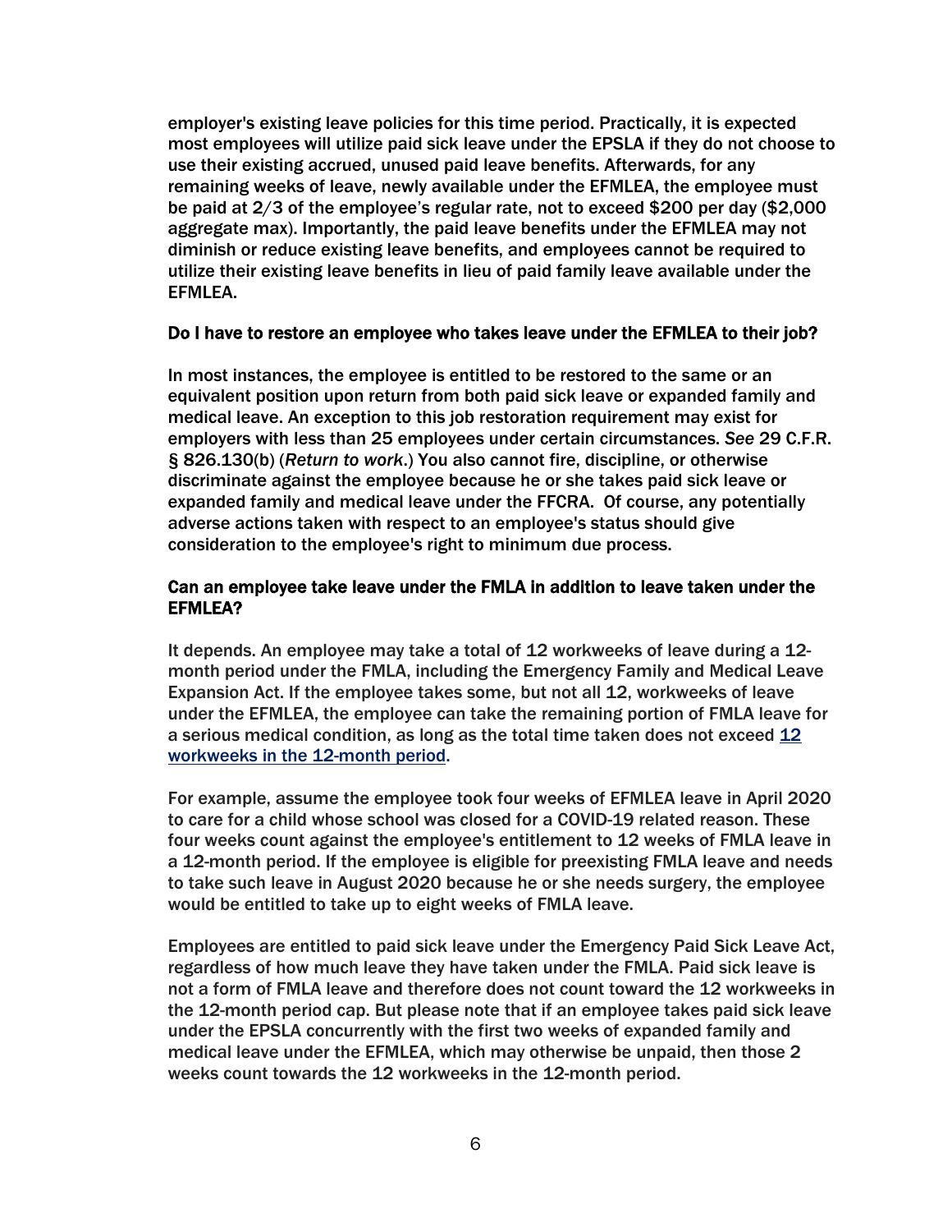employer's existing leave policies for this time period. Practically, it is expected most employees will utilize paid sick leave under the EPSLA if they do not choose to use their existing accrued, unused paid leave benefits. Afterwards, for any remaining weeks of leave, newly available under the EFMLEA, the employee must be paid at 2/3 of the employee's regular rate, not to exceed $200 per day ($2,000 aggregate max). Importantly, the paid leave benefits under the EFMLEA may not diminish or reduce existing leave benefits, and employees cannot be required to utilize their existing leave benefits in lieu of paid family leave available under the EFMLEA.

### Do I have to restore an employee who takes leave under the EFMLEA to their job?

In most instances, the employee is entitled to be restored to the same or an equivalent position upon return from both paid sick leave or expanded family and medical leave. An exception to this job restoration requirement may exist for employers with less than 25 employees under certain circumstances. *See* 29 C.F.R. § 826.130(b) (*Return to work*.) You also cannot fire, discipline, or otherwise discriminate against the employee because he or she takes paid sick leave or expanded family and medical leave under the FFCRA. Of course, any potentially adverse actions taken with respect to an employee's status should give consideration to the employee's right to minimum due process.

### Can an employee take leave under the FMLA in addition to leave taken under the EFMLEA?

It depends. An employee may take a total of 12 workweeks of leave during a 12-month period under the FMLA, including the Emergency Family and Medical Leave Expansion Act. If the employee takes some, but not all 12, workweeks of leave under the EFMLEA, the employee can take the remaining portion of FMLA leave for a serious medical condition, as long as the total time taken does not exceed 12 workweeks in the 12-month period.

For example, assume the employee took four weeks of EFMLEA leave in April 2020 to care for a child whose school was closed for a COVID-19 related reason. These four weeks count against the employee's entitlement to 12 weeks of FMLA leave in a 12-month period. If the employee is eligible for preexisting FMLA leave and needs to take such leave in August 2020 because he or she needs surgery, the employee would be entitled to take up to eight weeks of FMLA leave.

Employees are entitled to paid sick leave under the Emergency Paid Sick Leave Act, regardless of how much leave they have taken under the FMLA. Paid sick leave is not a form of FMLA leave and therefore does not count toward the 12 workweeks in the 12-month period cap. But please note that if an employee takes paid sick leave under the EPSLA concurrently with the first two weeks of expanded family and medical leave under the EFMLEA, which may otherwise be unpaid, then those 2 weeks count towards the 12 workweeks in the 12-month period.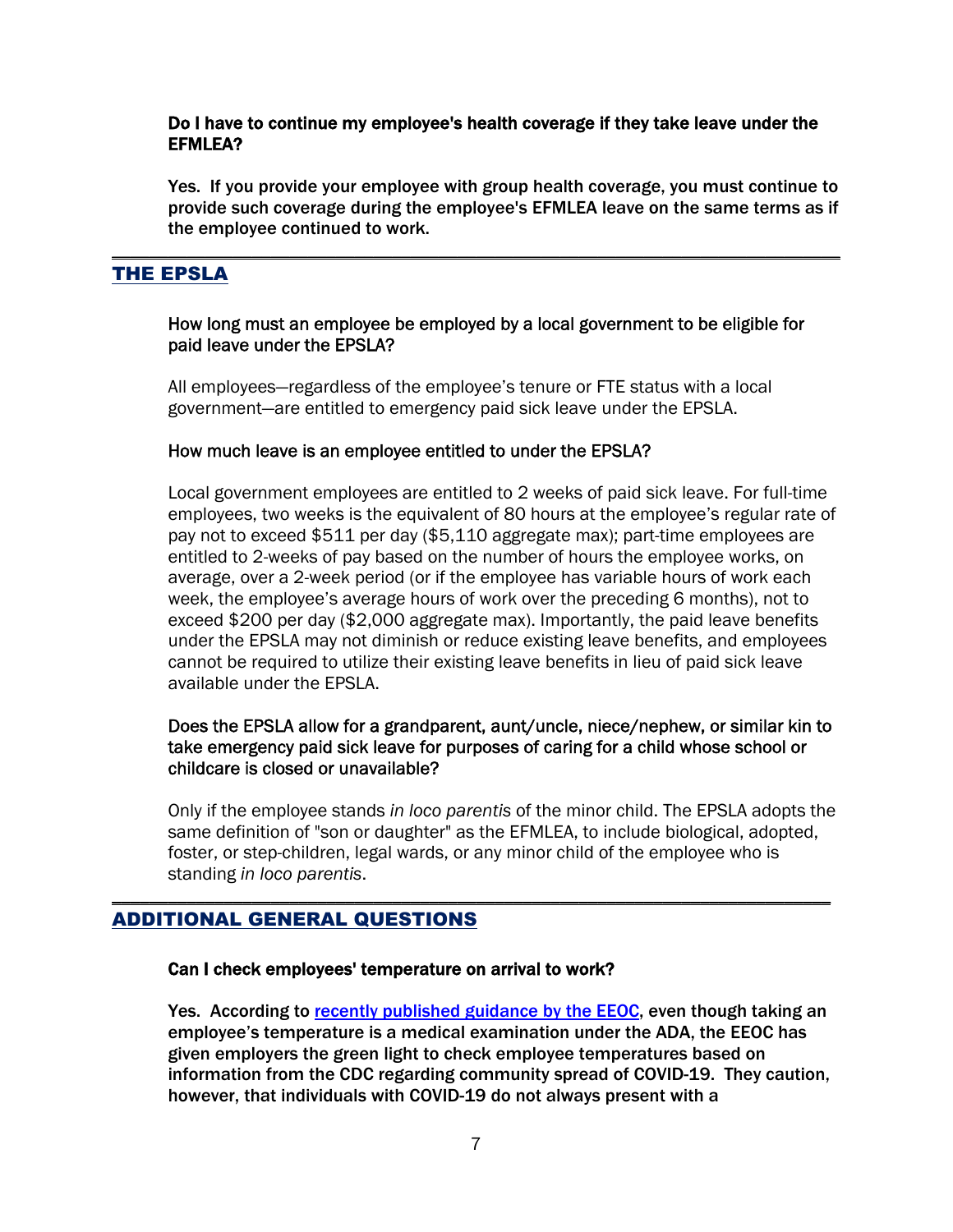**Do I have to continue my employee's health coverage if they take leave under the EFMLEA?**

**Yes. If you provide your employee with group health coverage, you must continue to provide such coverage during the employee's EFMLEA leave on the same terms as if the employee continued to work.**

---

## THE EPSLA

How long must an employee be employed by a local government to be eligible for paid leave under the EPSLA?

All employees—regardless of the employee's tenure or FTE status with a local government—are entitled to emergency paid sick leave under the EPSLA.

How much leave is an employee entitled to under the EPSLA?

Local government employees are entitled to 2 weeks of paid sick leave. For full-time employees, two weeks is the equivalent of 80 hours at the employee's regular rate of pay not to exceed $511 per day ($5,110 aggregate max); part-time employees are entitled to 2-weeks of pay based on the number of hours the employee works, on average, over a 2-week period (or if the employee has variable hours of work each week, the employee's average hours of work over the preceding 6 months), not to exceed $200 per day ($2,000 aggregate max). Importantly, the paid leave benefits under the EPSLA may not diminish or reduce existing leave benefits, and employees cannot be required to utilize their existing leave benefits in lieu of paid sick leave available under the EPSLA.

Does the EPSLA allow for a grandparent, aunt/uncle, niece/nephew, or similar kin to take emergency paid sick leave for purposes of caring for a child whose school or childcare is closed or unavailable?

Only if the employee stands *in loco parentis* of the minor child. The EPSLA adopts the same definition of "son or daughter" as the EFMLEA, to include biological, adopted, foster, or step-children, legal wards, or any minor child of the employee who is standing *in loco parentis*.

---

## ADDITIONAL GENERAL QUESTIONS

**Can I check employees' temperature on arrival to work?**

**Yes. According to recently published guidance by the EEOC, even though taking an employee's temperature is a medical examination under the ADA, the EEOC has given employers the green light to check employee temperatures based on information from the CDC regarding community spread of COVID-19. They caution, however, that individuals with COVID-19 do not always present with a**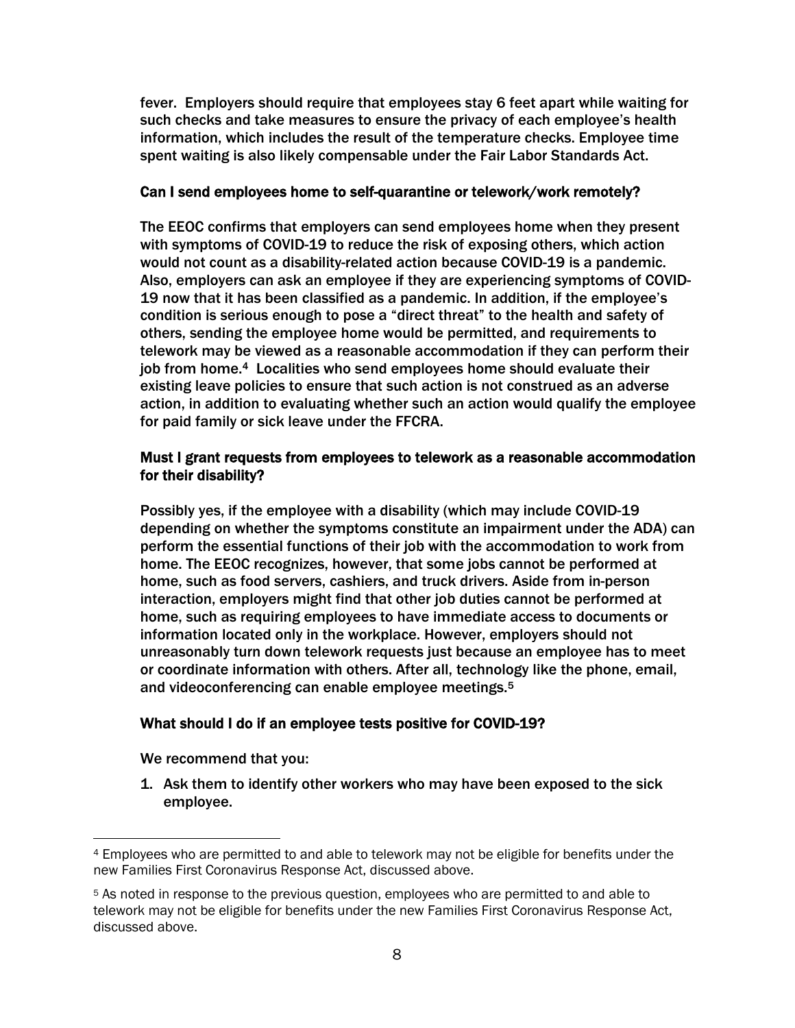fever. Employers should require that employees stay 6 feet apart while waiting for such checks and take measures to ensure the privacy of each employee's health information, which includes the result of the temperature checks. Employee time spent waiting is also likely compensable under the Fair Labor Standards Act.

### Can I send employees home to self-quarantine or telework/work remotely?

The EEOC confirms that employers can send employees home when they present with symptoms of COVID-19 to reduce the risk of exposing others, which action would not count as a disability-related action because COVID-19 is a pandemic. Also, employers can ask an employee if they are experiencing symptoms of COVID-19 now that it has been classified as a pandemic. In addition, if the employee's condition is serious enough to pose a "direct threat" to the health and safety of others, sending the employee home would be permitted, and requirements to telework may be viewed as a reasonable accommodation if they can perform their job from home.[4] Localities who send employees home should evaluate their existing leave policies to ensure that such action is not construed as an adverse action, in addition to evaluating whether such an action would qualify the employee for paid family or sick leave under the FFCRA.

### Must I grant requests from employees to telework as a reasonable accommodation for their disability?

Possibly yes, if the employee with a disability (which may include COVID-19 depending on whether the symptoms constitute an impairment under the ADA) can perform the essential functions of their job with the accommodation to work from home. The EEOC recognizes, however, that some jobs cannot be performed at home, such as food servers, cashiers, and truck drivers. Aside from in-person interaction, employers might find that other job duties cannot be performed at home, such as requiring employees to have immediate access to documents or information located only in the workplace. However, employers should not unreasonably turn down telework requests just because an employee has to meet or coordinate information with others. After all, technology like the phone, email, and videoconferencing can enable employee meetings.[5]

### What should I do if an employee tests positive for COVID-19?

We recommend that you:

1. Ask them to identify other workers who may have been exposed to the sick employee.

---

[4] Employees who are permitted to and able to telework may not be eligible for benefits under the new Families First Coronavirus Response Act, discussed above.

[5] As noted in response to the previous question, employees who are permitted to and able to telework may not be eligible for benefits under the new Families First Coronavirus Response Act, discussed above.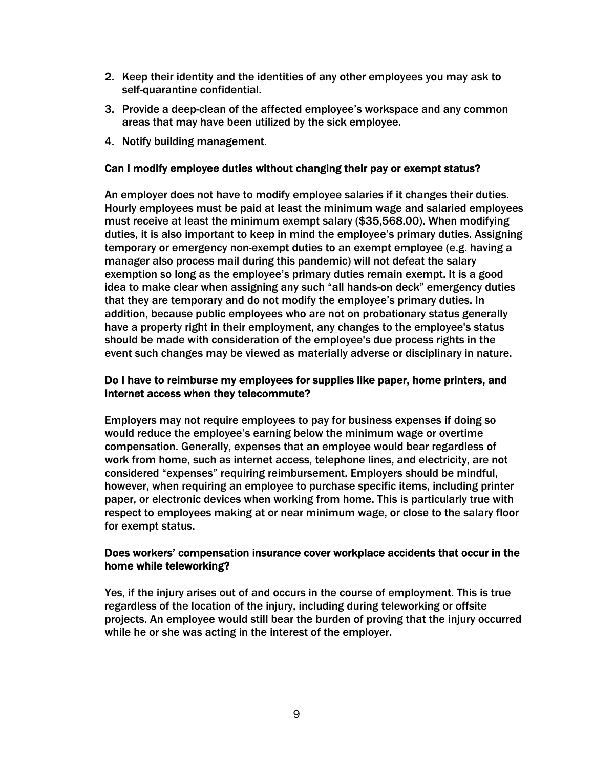2. Keep their identity and the identities of any other employees you may ask to self-quarantine confidential.
3. Provide a deep-clean of the affected employee's workspace and any common areas that may have been utilized by the sick employee.
4. Notify building management.

### Can I modify employee duties without changing their pay or exempt status?

An employer does not have to modify employee salaries if it changes their duties. Hourly employees must be paid at least the minimum wage and salaried employees must receive at least the minimum exempt salary ($35,568.00). When modifying duties, it is also important to keep in mind the employee's primary duties. Assigning temporary or emergency non-exempt duties to an exempt employee (e.g. having a manager also process mail during this pandemic) will not defeat the salary exemption so long as the employee's primary duties remain exempt. It is a good idea to make clear when assigning any such "all hands-on deck" emergency duties that they are temporary and do not modify the employee's primary duties. In addition, because public employees who are not on probationary status generally have a property right in their employment, any changes to the employee's status should be made with consideration of the employee's due process rights in the event such changes may be viewed as materially adverse or disciplinary in nature.

### Do I have to reimburse my employees for supplies like paper, home printers, and Internet access when they telecommute?

Employers may not require employees to pay for business expenses if doing so would reduce the employee's earning below the minimum wage or overtime compensation. Generally, expenses that an employee would bear regardless of work from home, such as internet access, telephone lines, and electricity, are not considered "expenses" requiring reimbursement. Employers should be mindful, however, when requiring an employee to purchase specific items, including printer paper, or electronic devices when working from home. This is particularly true with respect to employees making at or near minimum wage, or close to the salary floor for exempt status.

### Does workers' compensation insurance cover workplace accidents that occur in the home while teleworking?

Yes, if the injury arises out of and occurs in the course of employment. This is true regardless of the location of the injury, including during teleworking or offsite projects. An employee would still bear the burden of proving that the injury occurred while he or she was acting in the interest of the employer.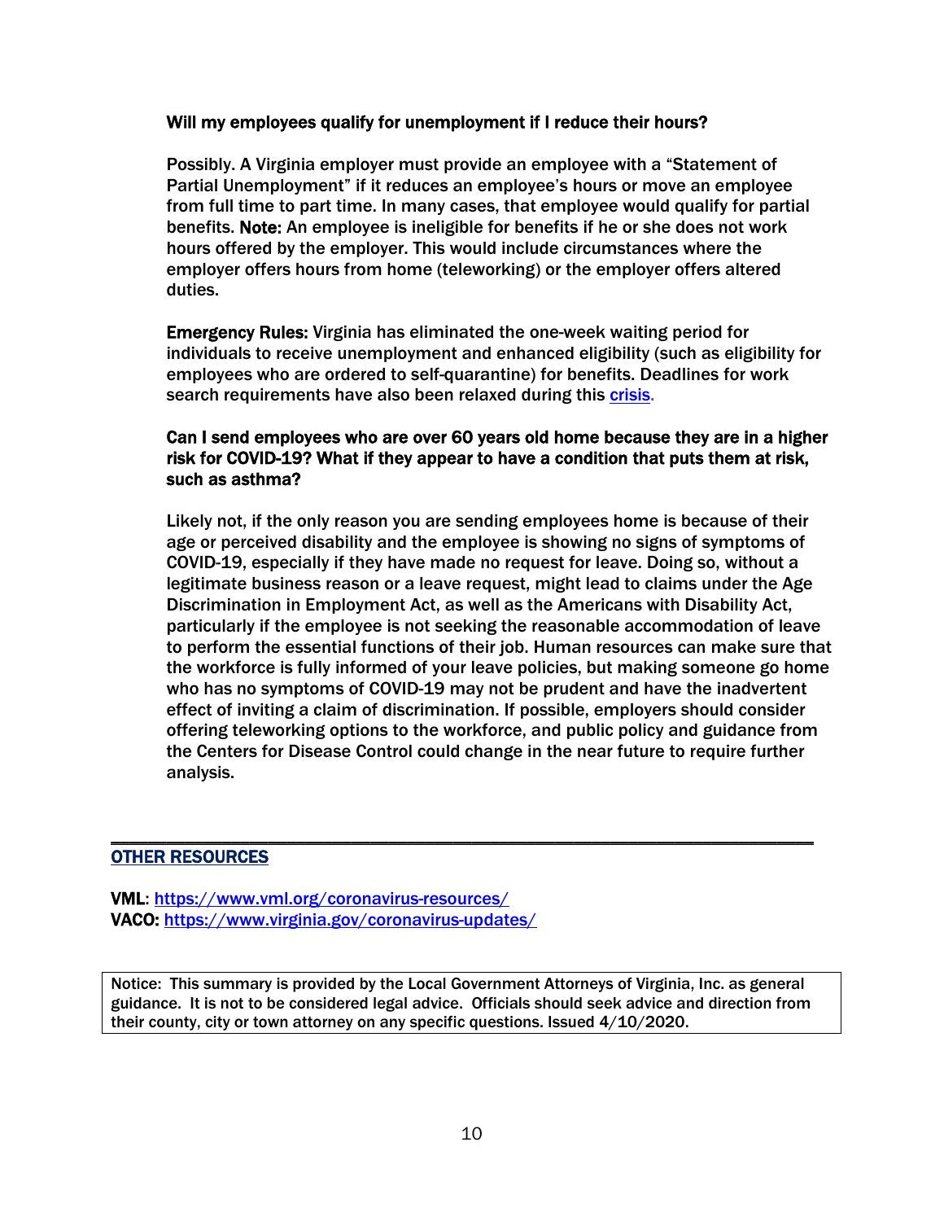**Will my employees qualify for unemployment if I reduce their hours?**

Possibly. A Virginia employer must provide an employee with a "Statement of Partial Unemployment" if it reduces an employee's hours or move an employee from full time to part time. In many cases, that employee would qualify for partial benefits. **Note:** An employee is ineligible for benefits if he or she does not work hours offered by the employer. This would include circumstances where the employer offers hours from home (teleworking) or the employer offers altered duties.

**Emergency Rules:** Virginia has eliminated the one-week waiting period for individuals to receive unemployment and enhanced eligibility (such as eligibility for employees who are ordered to self-quarantine) for benefits. Deadlines for work search requirements have also been relaxed during this crisis.

**Can I send employees who are over 60 years old home because they are in a higher risk for COVID-19? What if they appear to have a condition that puts them at risk, such as asthma?**

Likely not, if the only reason you are sending employees home is because of their age or perceived disability and the employee is showing no signs of symptoms of COVID-19, especially if they have made no request for leave. Doing so, without a legitimate business reason or a leave request, might lead to claims under the Age Discrimination in Employment Act, as well as the Americans with Disability Act, particularly if the employee is not seeking the reasonable accommodation of leave to perform the essential functions of their job. Human resources can make sure that the workforce is fully informed of your leave policies, but making someone go home who has no symptoms of COVID-19 may not be prudent and have the inadvertent effect of inviting a claim of discrimination. If possible, employers should consider offering teleworking options to the workforce, and public policy and guidance from the Centers for Disease Control could change in the near future to require further analysis.

---

## OTHER RESOURCES

**VML**: https://www.vml.org/coronavirus-resources/
**VACO:** https://www.virginia.gov/coronavirus-updates/

Notice: This summary is provided by the Local Government Attorneys of Virginia, Inc. as general guidance. It is not to be considered legal advice. Officials should seek advice and direction from their county, city or town attorney on any specific questions. Issued 4/10/2020.